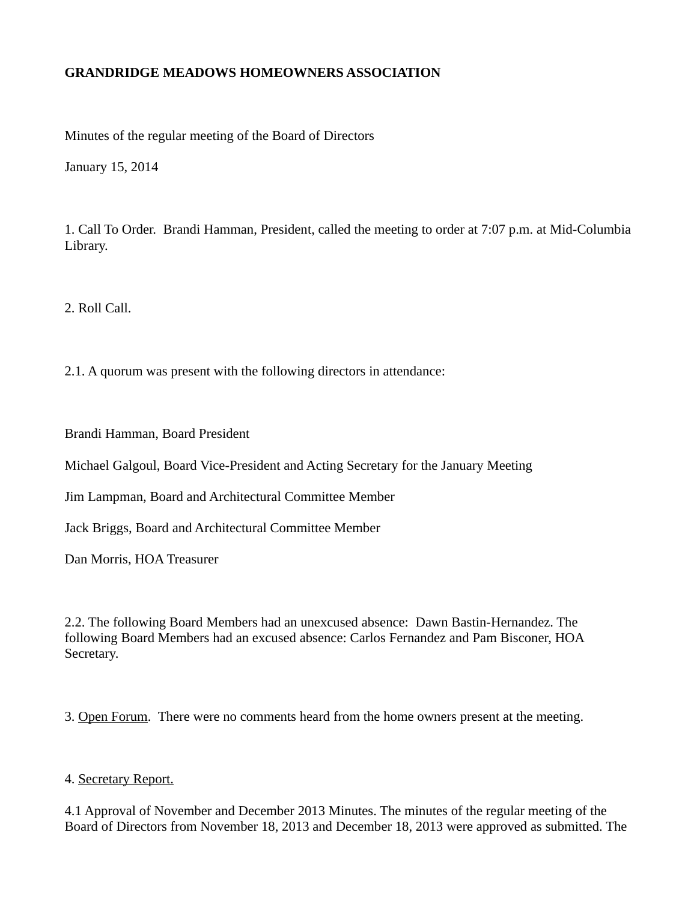**GRANDRIDGE MEADOWS HOMEOWNERS ASSOCIATION**

Minutes of the regular meeting of the Board of Directors

January 15, 2014

1. Call To Order. Brandi Hamman, President, called the meeting to order at 7:07 p.m. at Mid-Columbia Library.

2. Roll Call.

2.1. A quorum was present with the following directors in attendance:

Brandi Hamman, Board President

Michael Galgoul, Board Vice-President and Acting Secretary for the January Meeting

Jim Lampman, Board and Architectural Committee Member

Jack Briggs, Board and Architectural Committee Member

Dan Morris, HOA Treasurer

2.2. The following Board Members had an unexcused absence: Dawn Bastin-Hernandez. The following Board Members had an excused absence: Carlos Fernandez and Pam Bisconer, HOA Secretary.

3. <u>Open Forum</u>. There were no comments heard from the home owners present at the meeting.

4. <u>Secretary Report.</u>

4.1 Approval of November and December 2013 Minutes. The minutes of the regular meeting of the Board of Directors from November 18, 2013 and December 18, 2013 were approved as submitted. The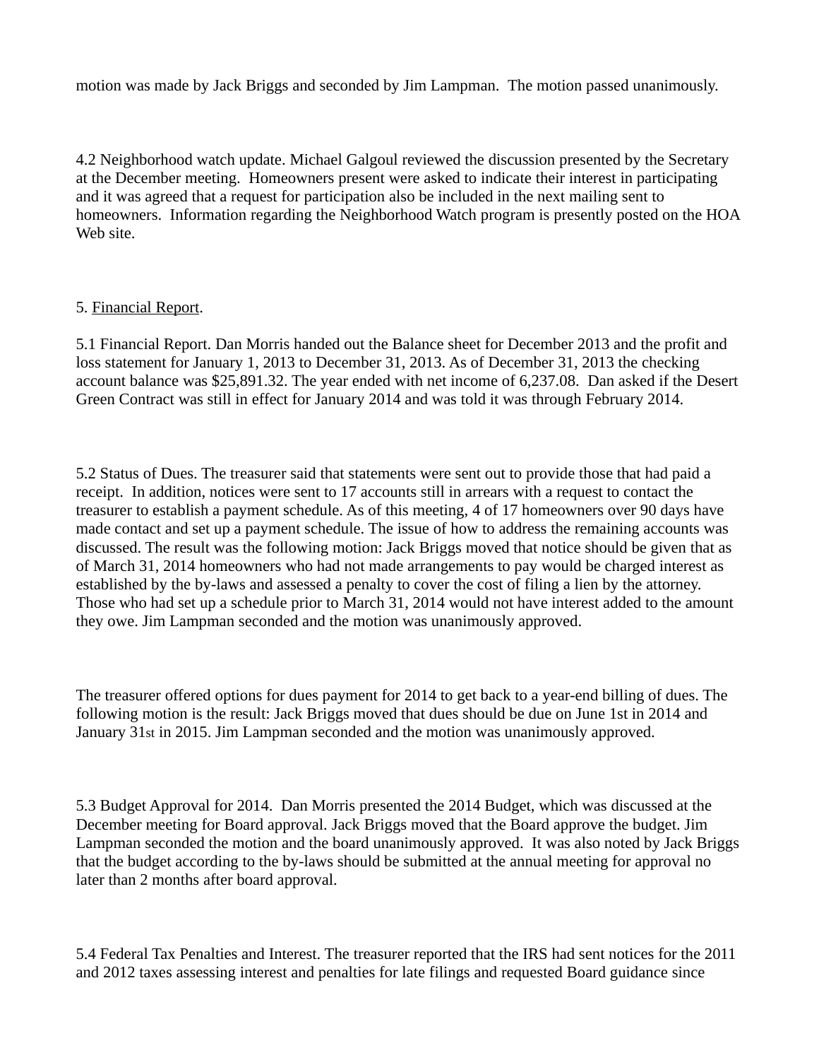motion was made by Jack Briggs and seconded by Jim Lampman. The motion passed unanimously.

4.2 Neighborhood watch update. Michael Galgoul reviewed the discussion presented by the Secretary at the December meeting. Homeowners present were asked to indicate their interest in participating and it was agreed that a request for participation also be included in the next mailing sent to homeowners. Information regarding the Neighborhood Watch program is presently posted on the HOA Web site.

5. Financial Report.

5.1 Financial Report. Dan Morris handed out the Balance sheet for December 2013 and the profit and loss statement for January 1, 2013 to December 31, 2013. As of December 31, 2013 the checking account balance was $25,891.32. The year ended with net income of 6,237.08. Dan asked if the Desert Green Contract was still in effect for January 2014 and was told it was through February 2014.

5.2 Status of Dues. The treasurer said that statements were sent out to provide those that had paid a receipt. In addition, notices were sent to 17 accounts still in arrears with a request to contact the treasurer to establish a payment schedule. As of this meeting, 4 of 17 homeowners over 90 days have made contact and set up a payment schedule. The issue of how to address the remaining accounts was discussed. The result was the following motion: Jack Briggs moved that notice should be given that as of March 31, 2014 homeowners who had not made arrangements to pay would be charged interest as established by the by-laws and assessed a penalty to cover the cost of filing a lien by the attorney. Those who had set up a schedule prior to March 31, 2014 would not have interest added to the amount they owe. Jim Lampman seconded and the motion was unanimously approved.

The treasurer offered options for dues payment for 2014 to get back to a year-end billing of dues. The following motion is the result: Jack Briggs moved that dues should be due on June 1st in 2014 and January 31st in 2015. Jim Lampman seconded and the motion was unanimously approved.

5.3 Budget Approval for 2014. Dan Morris presented the 2014 Budget, which was discussed at the December meeting for Board approval. Jack Briggs moved that the Board approve the budget. Jim Lampman seconded the motion and the board unanimously approved. It was also noted by Jack Briggs that the budget according to the by-laws should be submitted at the annual meeting for approval no later than 2 months after board approval.

5.4 Federal Tax Penalties and Interest. The treasurer reported that the IRS had sent notices for the 2011 and 2012 taxes assessing interest and penalties for late filings and requested Board guidance since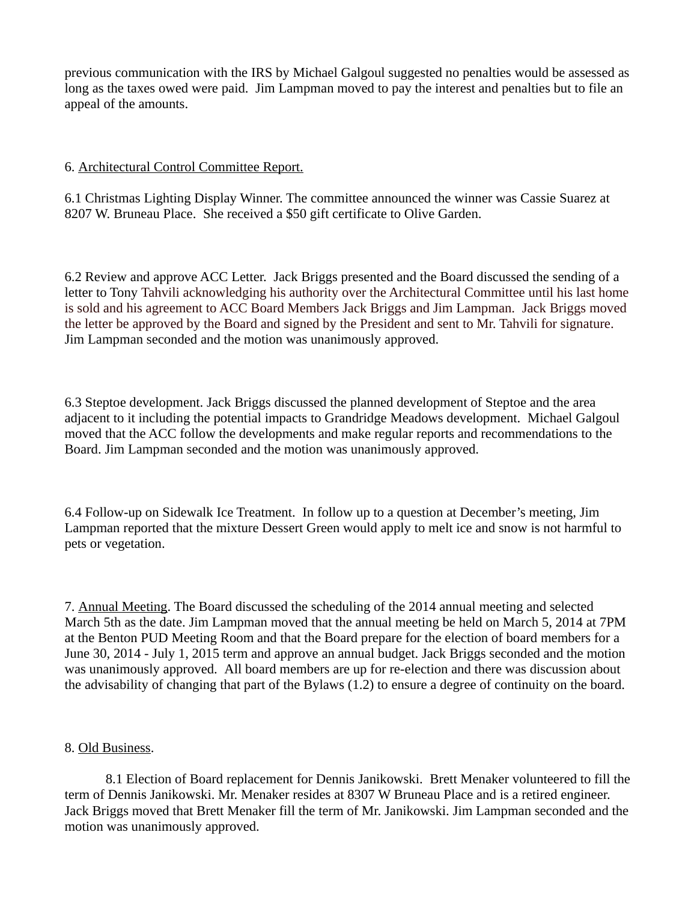previous communication with the IRS by Michael Galgoul suggested no penalties would be assessed as long as the taxes owed were paid. Jim Lampman moved to pay the interest and penalties but to file an appeal of the amounts.

6. Architectural Control Committee Report.

6.1 Christmas Lighting Display Winner. The committee announced the winner was Cassie Suarez at 8207 W. Bruneau Place. She received a $50 gift certificate to Olive Garden.

6.2 Review and approve ACC Letter. Jack Briggs presented and the Board discussed the sending of a letter to Tony Tahvili acknowledging his authority over the Architectural Committee until his last home is sold and his agreement to ACC Board Members Jack Briggs and Jim Lampman. Jack Briggs moved the letter be approved by the Board and signed by the President and sent to Mr. Tahvili for signature. Jim Lampman seconded and the motion was unanimously approved.

6.3 Steptoe development. Jack Briggs discussed the planned development of Steptoe and the area adjacent to it including the potential impacts to Grandridge Meadows development. Michael Galgoul moved that the ACC follow the developments and make regular reports and recommendations to the Board. Jim Lampman seconded and the motion was unanimously approved.

6.4 Follow-up on Sidewalk Ice Treatment. In follow up to a question at December's meeting, Jim Lampman reported that the mixture Dessert Green would apply to melt ice and snow is not harmful to pets or vegetation.

7. Annual Meeting. The Board discussed the scheduling of the 2014 annual meeting and selected March 5th as the date. Jim Lampman moved that the annual meeting be held on March 5, 2014 at 7PM at the Benton PUD Meeting Room and that the Board prepare for the election of board members for a June 30, 2014 - July 1, 2015 term and approve an annual budget. Jack Briggs seconded and the motion was unanimously approved. All board members are up for re-election and there was discussion about the advisability of changing that part of the Bylaws (1.2) to ensure a degree of continuity on the board.

8. Old Business.

8.1 Election of Board replacement for Dennis Janikowski. Brett Menaker volunteered to fill the term of Dennis Janikowski. Mr. Menaker resides at 8307 W Bruneau Place and is a retired engineer. Jack Briggs moved that Brett Menaker fill the term of Mr. Janikowski. Jim Lampman seconded and the motion was unanimously approved.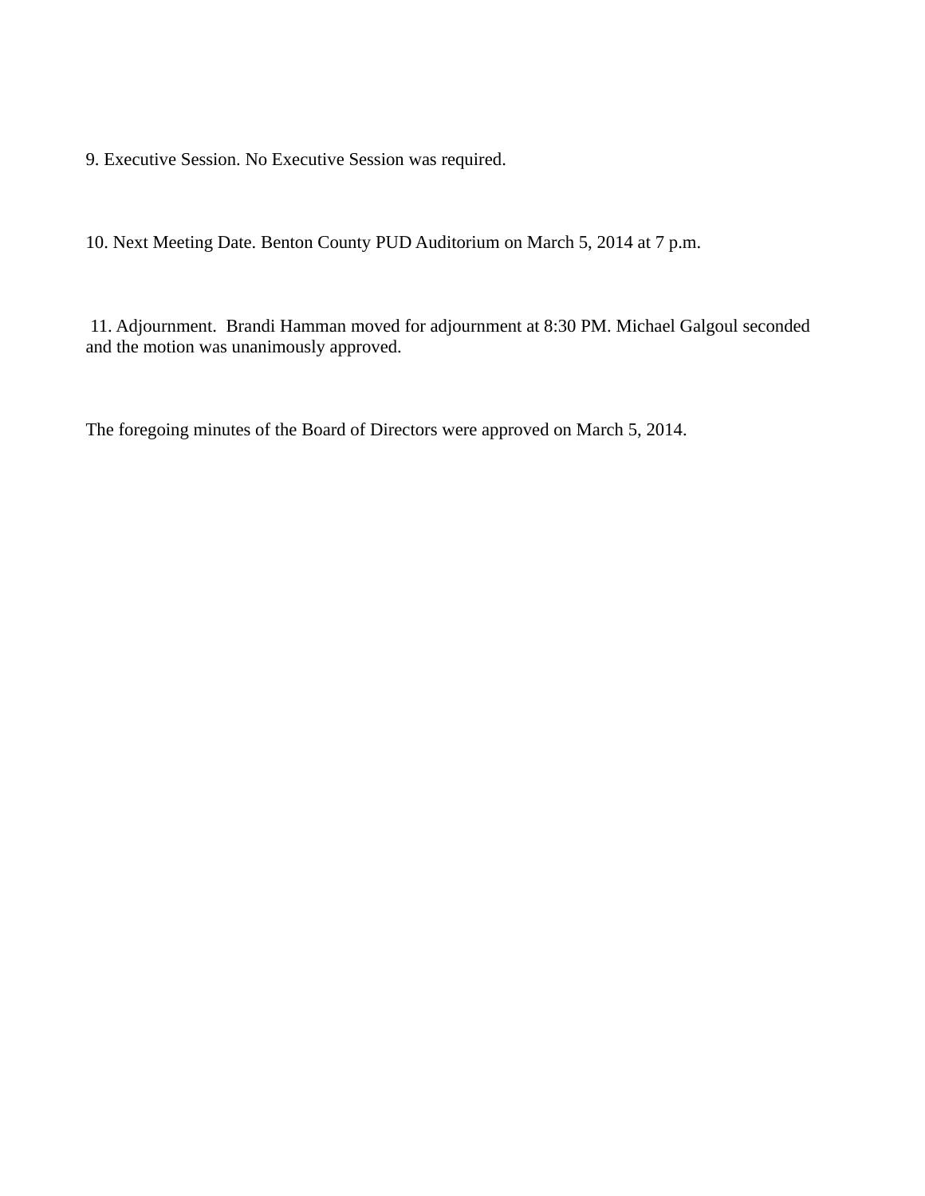9. Executive Session. No Executive Session was required.

10. Next Meeting Date. Benton County PUD Auditorium on March 5, 2014 at 7 p.m.

11. Adjournment. Brandi Hamman moved for adjournment at 8:30 PM. Michael Galgoul seconded and the motion was unanimously approved.

The foregoing minutes of the Board of Directors were approved on March 5, 2014.